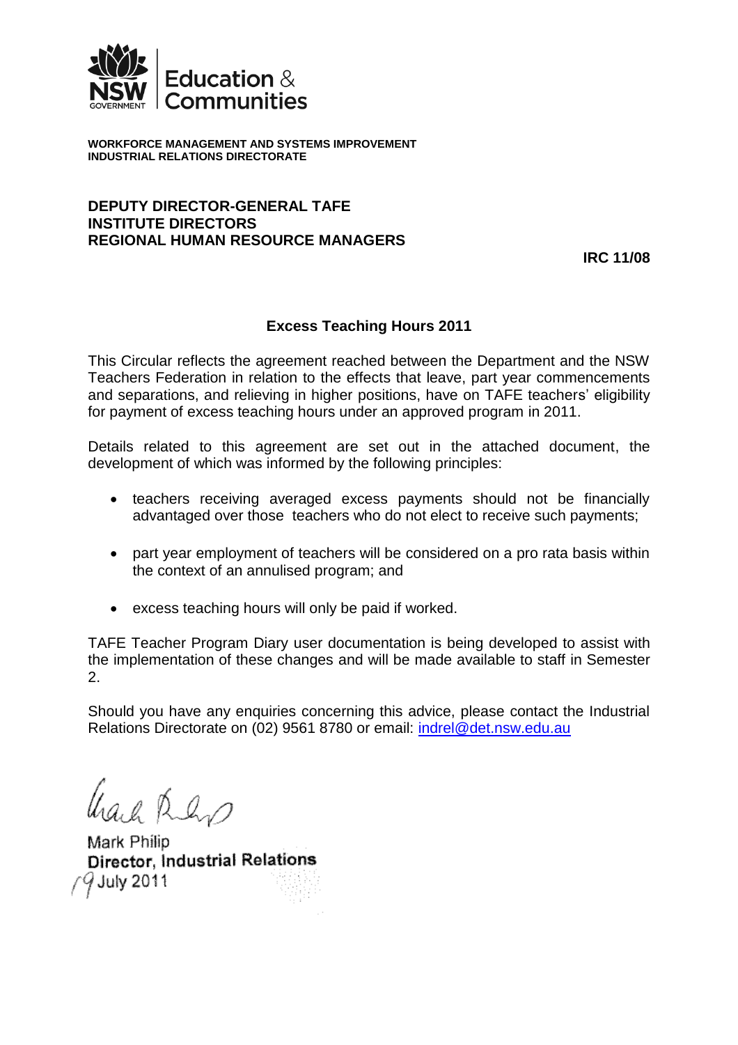**Education & Communities**

**WORKFORCE MANAGEMENT AND SYSTEMS IMPROVEMENT**
**INDUSTRIAL RELATIONS DIRECTORATE**

**DEPUTY DIRECTOR-GENERAL TAFE**
**INSTITUTE DIRECTORS**
**REGIONAL HUMAN RESOURCE MANAGERS**

**IRC 11/08**

## Excess Teaching Hours 2011

This Circular reflects the agreement reached between the Department and the NSW Teachers Federation in relation to the effects that leave, part year commencements and separations, and relieving in higher positions, have on TAFE teachers' eligibility for payment of excess teaching hours under an approved program in 2011.

Details related to this agreement are set out in the attached document, the development of which was informed by the following principles:

- teachers receiving averaged excess payments should not be financially advantaged over those teachers who do not elect to receive such payments;
- part year employment of teachers will be considered on a pro rata basis within the context of an annulised program; and
- excess teaching hours will only be paid if worked.

TAFE Teacher Program Diary user documentation is being developed to assist with the implementation of these changes and will be made available to staff in Semester 2.

Should you have any enquiries concerning this advice, please contact the Industrial Relations Directorate on (02) 9561 8780 or email: indrel@det.nsw.edu.au

Mark Philip
**Director, Industrial Relations**
19 July 2011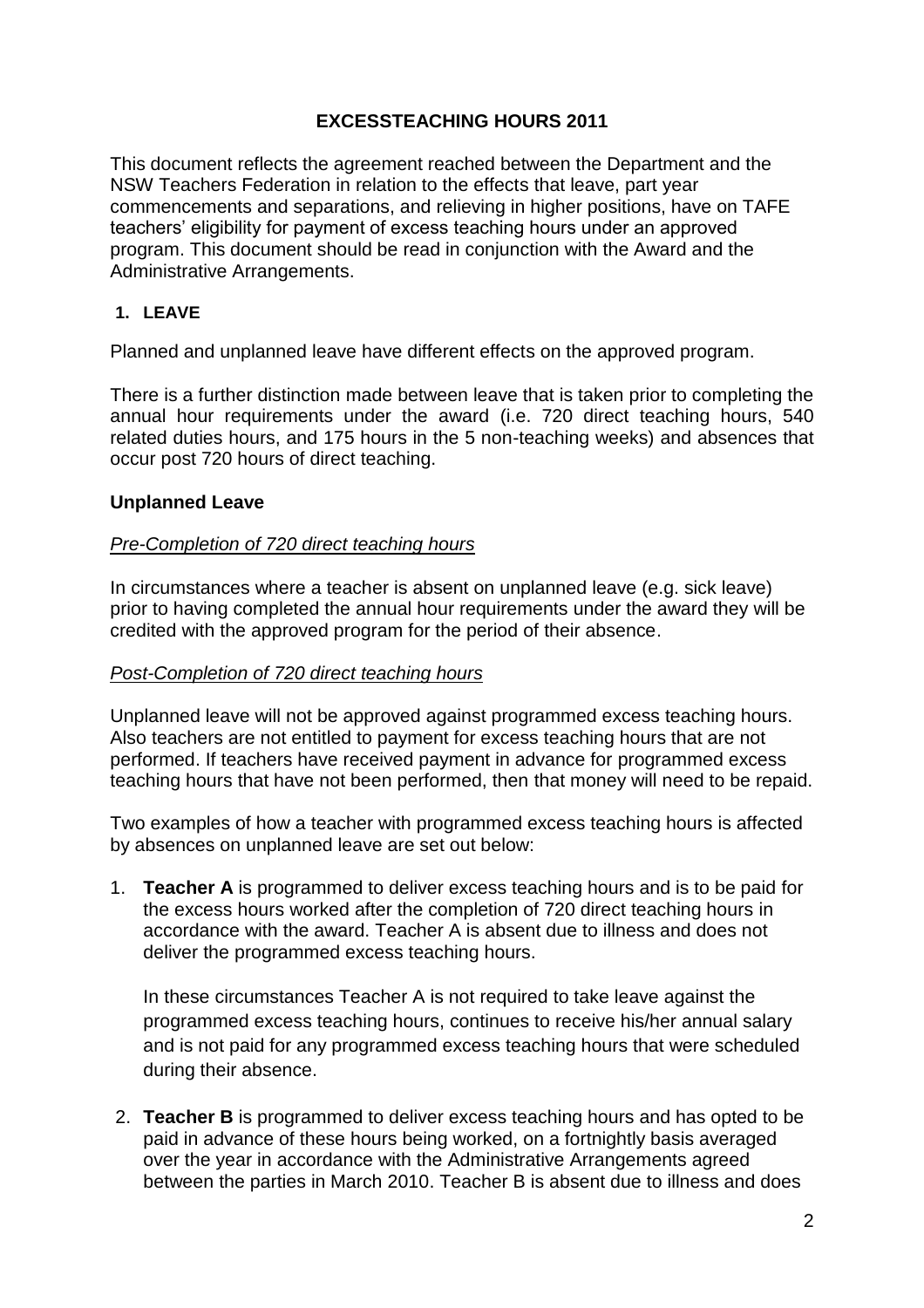# EXCESSTEACHING HOURS 2011

This document reflects the agreement reached between the Department and the NSW Teachers Federation in relation to the effects that leave, part year commencements and separations, and relieving in higher positions, have on TAFE teachers' eligibility for payment of excess teaching hours under an approved program. This document should be read in conjunction with the Award and the Administrative Arrangements.

## 1. LEAVE

Planned and unplanned leave have different effects on the approved program.

There is a further distinction made between leave that is taken prior to completing the annual hour requirements under the award (i.e. 720 direct teaching hours, 540 related duties hours, and 175 hours in the 5 non-teaching weeks) and absences that occur post 720 hours of direct teaching.

### Unplanned Leave

*Pre-Completion of 720 direct teaching hours*

In circumstances where a teacher is absent on unplanned leave (e.g. sick leave) prior to having completed the annual hour requirements under the award they will be credited with the approved program for the period of their absence.

*Post-Completion of 720 direct teaching hours*

Unplanned leave will not be approved against programmed excess teaching hours. Also teachers are not entitled to payment for excess teaching hours that are not performed. If teachers have received payment in advance for programmed excess teaching hours that have not been performed, then that money will need to be repaid.

Two examples of how a teacher with programmed excess teaching hours is affected by absences on unplanned leave are set out below:

1. **Teacher A** is programmed to deliver excess teaching hours and is to be paid for the excess hours worked after the completion of 720 direct teaching hours in accordance with the award. Teacher A is absent due to illness and does not deliver the programmed excess teaching hours.

   In these circumstances Teacher A is not required to take leave against the programmed excess teaching hours, continues to receive his/her annual salary and is not paid for any programmed excess teaching hours that were scheduled during their absence.

2. **Teacher B** is programmed to deliver excess teaching hours and has opted to be paid in advance of these hours being worked, on a fortnightly basis averaged over the year in accordance with the Administrative Arrangements agreed between the parties in March 2010. Teacher B is absent due to illness and does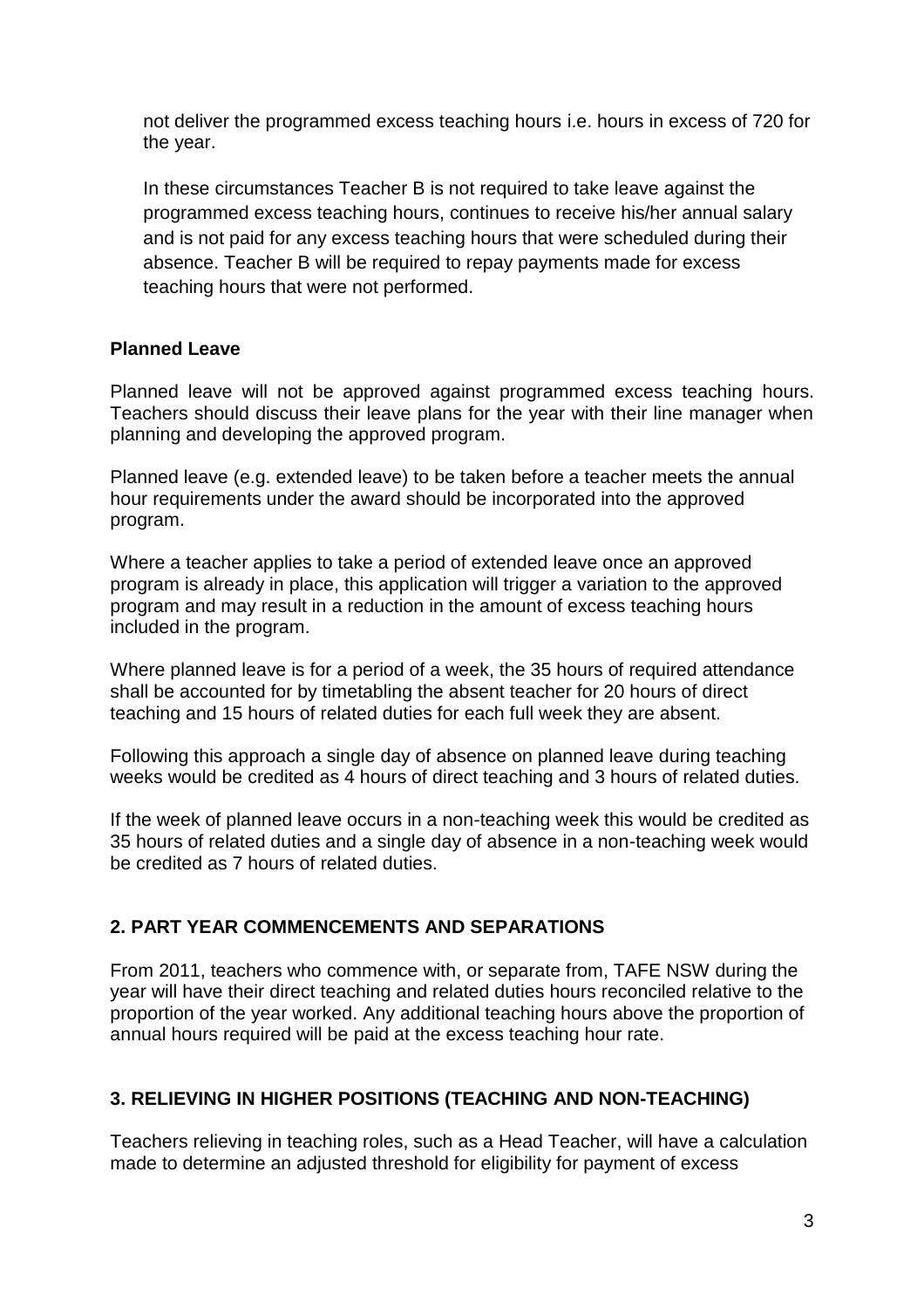not deliver the programmed excess teaching hours i.e. hours in excess of 720 for the year.

In these circumstances Teacher B is not required to take leave against the programmed excess teaching hours, continues to receive his/her annual salary and is not paid for any excess teaching hours that were scheduled during their absence. Teacher B will be required to repay payments made for excess teaching hours that were not performed.

**Planned Leave**

Planned leave will not be approved against programmed excess teaching hours. Teachers should discuss their leave plans for the year with their line manager when planning and developing the approved program.

Planned leave (e.g. extended leave) to be taken before a teacher meets the annual hour requirements under the award should be incorporated into the approved program.

Where a teacher applies to take a period of extended leave once an approved program is already in place, this application will trigger a variation to the approved program and may result in a reduction in the amount of excess teaching hours included in the program.

Where planned leave is for a period of a week, the 35 hours of required attendance shall be accounted for by timetabling the absent teacher for 20 hours of direct teaching and 15 hours of related duties for each full week they are absent.

Following this approach a single day of absence on planned leave during teaching weeks would be credited as 4 hours of direct teaching and 3 hours of related duties.

If the week of planned leave occurs in a non-teaching week this would be credited as 35 hours of related duties and a single day of absence in a non-teaching week would be credited as 7 hours of related duties.

## 2. PART YEAR COMMENCEMENTS AND SEPARATIONS

From 2011, teachers who commence with, or separate from, TAFE NSW during the year will have their direct teaching and related duties hours reconciled relative to the proportion of the year worked. Any additional teaching hours above the proportion of annual hours required will be paid at the excess teaching hour rate.

## 3. RELIEVING IN HIGHER POSITIONS (TEACHING AND NON-TEACHING)

Teachers relieving in teaching roles, such as a Head Teacher, will have a calculation made to determine an adjusted threshold for eligibility for payment of excess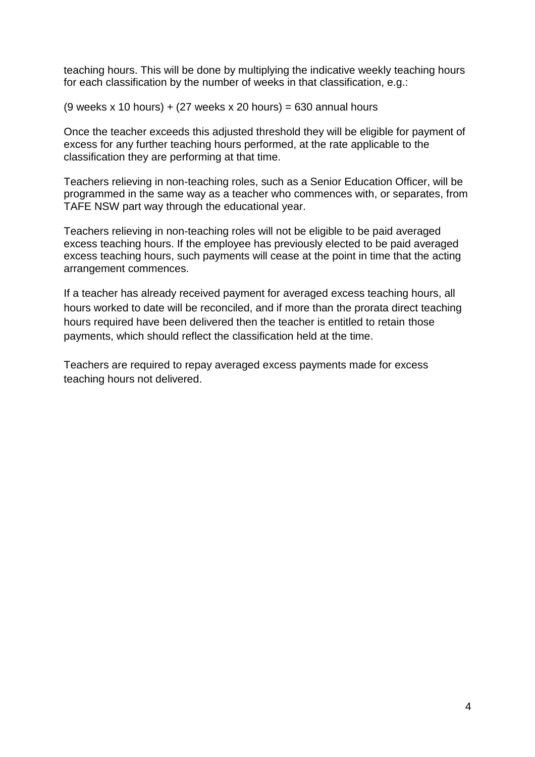teaching hours. This will be done by multiplying the indicative weekly teaching hours for each classification by the number of weeks in that classification, e.g.:

(9 weeks x 10 hours) + (27 weeks x 20 hours) = 630 annual hours

Once the teacher exceeds this adjusted threshold they will be eligible for payment of excess for any further teaching hours performed, at the rate applicable to the classification they are performing at that time.

Teachers relieving in non-teaching roles, such as a Senior Education Officer, will be programmed in the same way as a teacher who commences with, or separates, from TAFE NSW part way through the educational year.

Teachers relieving in non-teaching roles will not be eligible to be paid averaged excess teaching hours. If the employee has previously elected to be paid averaged excess teaching hours, such payments will cease at the point in time that the acting arrangement commences.

If a teacher has already received payment for averaged excess teaching hours, all hours worked to date will be reconciled, and if more than the prorata direct teaching hours required have been delivered then the teacher is entitled to retain those payments, which should reflect the classification held at the time.

Teachers are required to repay averaged excess payments made for excess teaching hours not delivered.